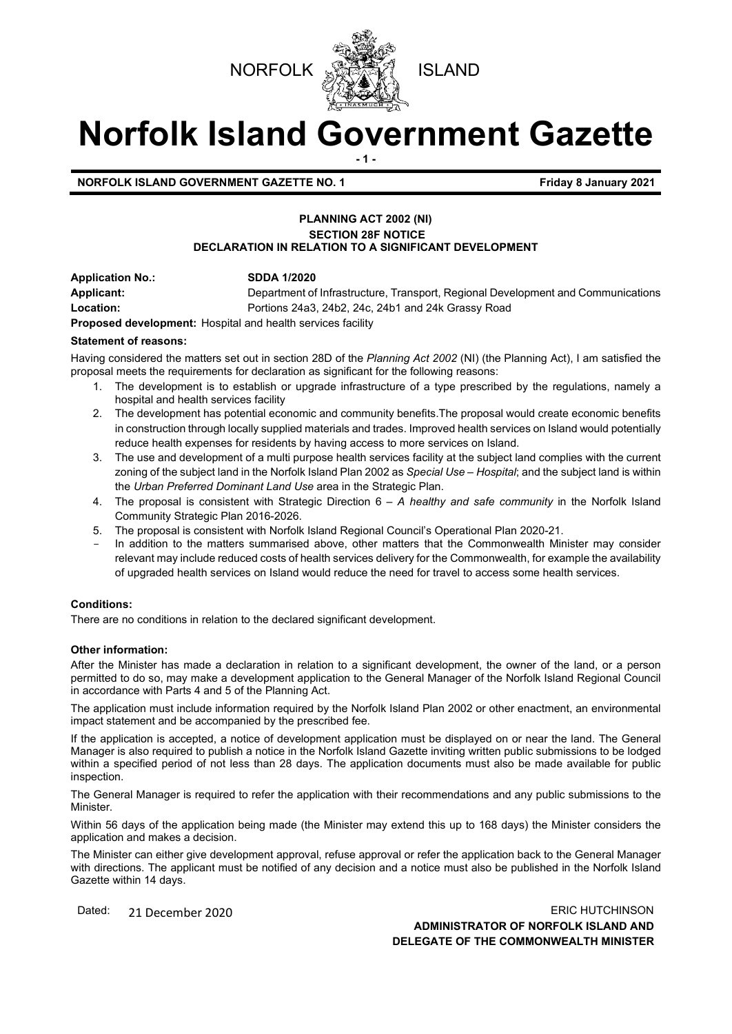NORFOLK ISLAND

# Norfolk Island Government Gazette

**NORFOLK ISLAND GOVERNMENT GAZETTE NO. 1** **Friday 8 January 2021**

**PLANNING ACT 2002 (NI)**
**SECTION 28F NOTICE**
**DECLARATION IN RELATION TO A SIGNIFICANT DEVELOPMENT**

**Application No.:** **SDDA 1/2020**
**Applicant:** Department of Infrastructure, Transport, Regional Development and Communications
**Location:** Portions 24a3, 24b2, 24c, 24b1 and 24k Grassy Road
**Proposed development:** Hospital and health services facility

**Statement of reasons:**

Having considered the matters set out in section 28D of the *Planning Act 2002* (NI) (the Planning Act), I am satisfied the proposal meets the requirements for declaration as significant for the following reasons:

1. The development is to establish or upgrade infrastructure of a type prescribed by the regulations, namely a hospital and health services facility
2. The development has potential economic and community benefits.The proposal would create economic benefits in construction through locally supplied materials and trades. Improved health services on Island would potentially reduce health expenses for residents by having access to more services on Island.
3. The use and development of a multi purpose health services facility at the subject land complies with the current zoning of the subject land in the Norfolk Island Plan 2002 as *Special Use – Hospital*; and the subject land is within the *Urban Preferred Dominant Land Use* area in the Strategic Plan.
4. The proposal is consistent with Strategic Direction 6 – *A healthy and safe community* in the Norfolk Island Community Strategic Plan 2016-2026.
5. The proposal is consistent with Norfolk Island Regional Council's Operational Plan 2020-21.

- In addition to the matters summarised above, other matters that the Commonwealth Minister may consider relevant may include reduced costs of health services delivery for the Commonwealth, for example the availability of upgraded health services on Island would reduce the need for travel to access some health services.

**Conditions:**

There are no conditions in relation to the declared significant development.

**Other information:**

After the Minister has made a declaration in relation to a significant development, the owner of the land, or a person permitted to do so, may make a development application to the General Manager of the Norfolk Island Regional Council in accordance with Parts 4 and 5 of the Planning Act.

The application must include information required by the Norfolk Island Plan 2002 or other enactment, an environmental impact statement and be accompanied by the prescribed fee.

If the application is accepted, a notice of development application must be displayed on or near the land. The General Manager is also required to publish a notice in the Norfolk Island Gazette inviting written public submissions to be lodged within a specified period of not less than 28 days. The application documents must also be made available for public inspection.

The General Manager is required to refer the application with their recommendations and any public submissions to the Minister.

Within 56 days of the application being made (the Minister may extend this up to 168 days) the Minister considers the application and makes a decision.

The Minister can either give development approval, refuse approval or refer the application back to the General Manager with directions. The applicant must be notified of any decision and a notice must also be published in the Norfolk Island Gazette within 14 days.

Dated: 21 December 2020

ERIC HUTCHINSON
**ADMINISTRATOR OF NORFOLK ISLAND AND**
**DELEGATE OF THE COMMONWEALTH MINISTER**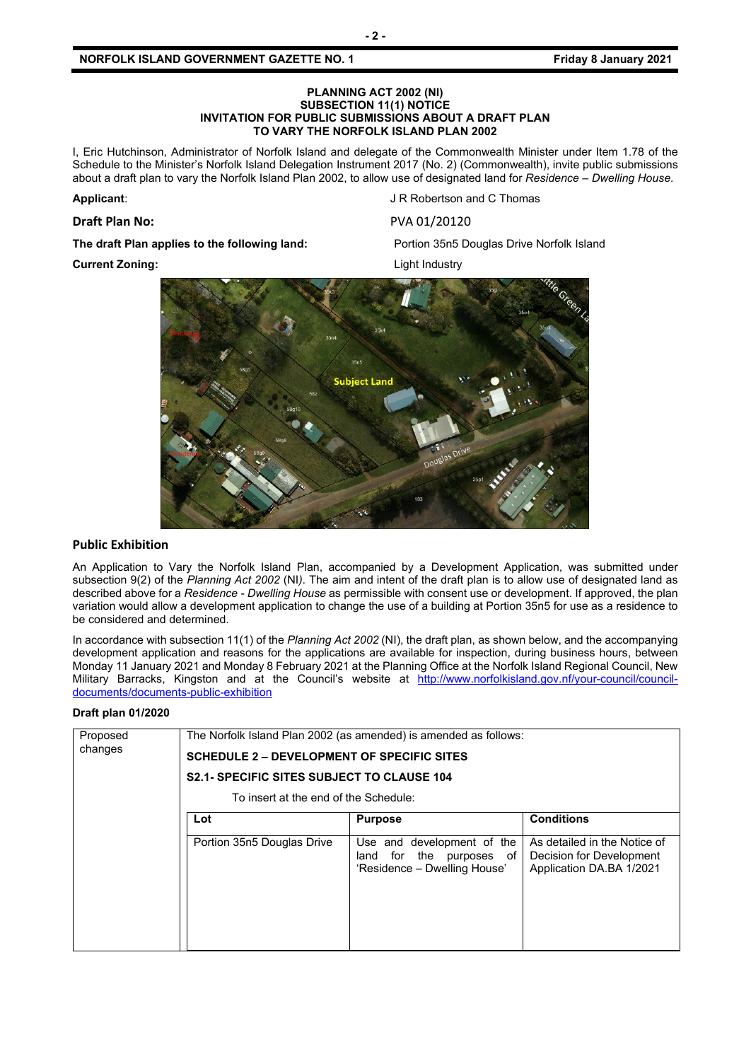**PLANNING ACT 2002 (NI)**
**SUBSECTION 11(1) NOTICE**
**INVITATION FOR PUBLIC SUBMISSIONS ABOUT A DRAFT PLAN TO VARY THE NORFOLK ISLAND PLAN 2002**

I, Eric Hutchinson, Administrator of Norfolk Island and delegate of the Commonwealth Minister under Item 1.78 of the Schedule to the Minister's Norfolk Island Delegation Instrument 2017 (No. 2) (Commonwealth), invite public submissions about a draft plan to vary the Norfolk Island Plan 2002, to allow use of designated land for *Residence – Dwelling House.*

**Applicant**: J R Robertson and C Thomas

**Draft Plan No:** PVA 01/20120

**The draft Plan applies to the following land:** Portion 35n5 Douglas Drive Norfolk Island

**Current Zoning:** Light Industry

## Public Exhibition

An Application to Vary the Norfolk Island Plan, accompanied by a Development Application, was submitted under subsection 9(2) of the *Planning Act 2002* (NI*)*. The aim and intent of the draft plan is to allow use of designated land as described above for a *Residence - Dwelling House* as permissible with consent use or development. If approved, the plan variation would allow a development application to change the use of a building at Portion 35n5 for use as a residence to be considered and determined.

In accordance with subsection 11(1) of the *Planning Act 2002* (NI), the draft plan, as shown below, and the accompanying development application and reasons for the applications are available for inspection, during business hours, between Monday 11 January 2021 and Monday 8 February 2021 at the Planning Office at the Norfolk Island Regional Council, New Military Barracks, Kingston and at the Council's website at http://www.norfolkisland.gov.nf/your-council/council-documents/documents-public-exhibition

### Draft plan 01/2020

| Proposed changes | The Norfolk Island Plan 2002 (as amended) is amended as follows: | | |
|---|---|---|---|
| | **SCHEDULE 2 – DEVELOPMENT OF SPECIFIC SITES** | | |
| | **S2.1- SPECIFIC SITES SUBJECT TO CLAUSE 104** | | |
| | To insert at the end of the Schedule: | | |
| | **Lot** | **Purpose** | **Conditions** |
| | Portion 35n5 Douglas Drive | Use and development of the land for the purposes of 'Residence – Dwelling House' | As detailed in the Notice of Decision for Development Application DA.BA 1/2021 |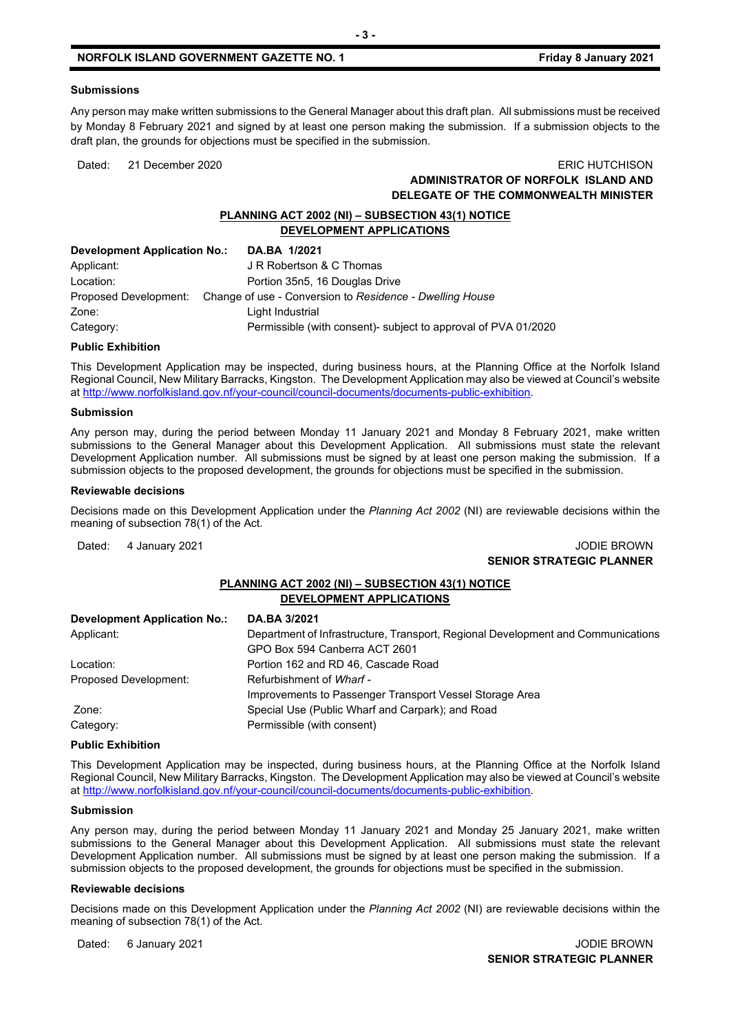**Submissions**

Any person may make written submissions to the General Manager about this draft plan. All submissions must be received by Monday 8 February 2021 and signed by at least one person making the submission. If a submission objects to the draft plan, the grounds for objections must be specified in the submission.

Dated: 21 December 2020

ERIC HUTCHISON
**ADMINISTRATOR OF NORFOLK ISLAND AND DELEGATE OF THE COMMONWEALTH MINISTER**

## PLANNING ACT 2002 (NI) – SUBSECTION 43(1) NOTICE DEVELOPMENT APPLICATIONS

| **Development Application No.:** | **DA.BA 1/2021** |
|---|---|
| Applicant: | J R Robertson & C Thomas |
| Location: | Portion 35n5, 16 Douglas Drive |
| Proposed Development: | Change of use - Conversion to *Residence - Dwelling House* |
| Zone: | Light Industrial |
| Category: | Permissible (with consent)- subject to approval of PVA 01/2020 |

**Public Exhibition**

This Development Application may be inspected, during business hours, at the Planning Office at the Norfolk Island Regional Council, New Military Barracks, Kingston. The Development Application may also be viewed at Council's website at http://www.norfolkisland.gov.nf/your-council/council-documents/documents-public-exhibition.

**Submission**

Any person may, during the period between Monday 11 January 2021 and Monday 8 February 2021, make written submissions to the General Manager about this Development Application. All submissions must state the relevant Development Application number. All submissions must be signed by at least one person making the submission. If a submission objects to the proposed development, the grounds for objections must be specified in the submission.

**Reviewable decisions**

Decisions made on this Development Application under the *Planning Act 2002* (NI) are reviewable decisions within the meaning of subsection 78(1) of the Act.

Dated: 4 January 2021

JODIE BROWN
**SENIOR STRATEGIC PLANNER**

## PLANNING ACT 2002 (NI) – SUBSECTION 43(1) NOTICE DEVELOPMENT APPLICATIONS

| **Development Application No.:** | **DA.BA 3/2021** |
|---|---|
| Applicant: | Department of Infrastructure, Transport, Regional Development and Communications GPO Box 594 Canberra ACT 2601 |
| Location: | Portion 162 and RD 46, Cascade Road |
| Proposed Development: | Refurbishment of *Wharf* - Improvements to Passenger Transport Vessel Storage Area |
| Zone: | Special Use (Public Wharf and Carpark); and Road |
| Category: | Permissible (with consent) |

**Public Exhibition**

This Development Application may be inspected, during business hours, at the Planning Office at the Norfolk Island Regional Council, New Military Barracks, Kingston. The Development Application may also be viewed at Council's website at http://www.norfolkisland.gov.nf/your-council/council-documents/documents-public-exhibition.

**Submission**

Any person may, during the period between Monday 11 January 2021 and Monday 25 January 2021, make written submissions to the General Manager about this Development Application. All submissions must state the relevant Development Application number. All submissions must be signed by at least one person making the submission. If a submission objects to the proposed development, the grounds for objections must be specified in the submission.

**Reviewable decisions**

Decisions made on this Development Application under the *Planning Act 2002* (NI) are reviewable decisions within the meaning of subsection 78(1) of the Act.

Dated: 6 January 2021

JODIE BROWN
**SENIOR STRATEGIC PLANNER**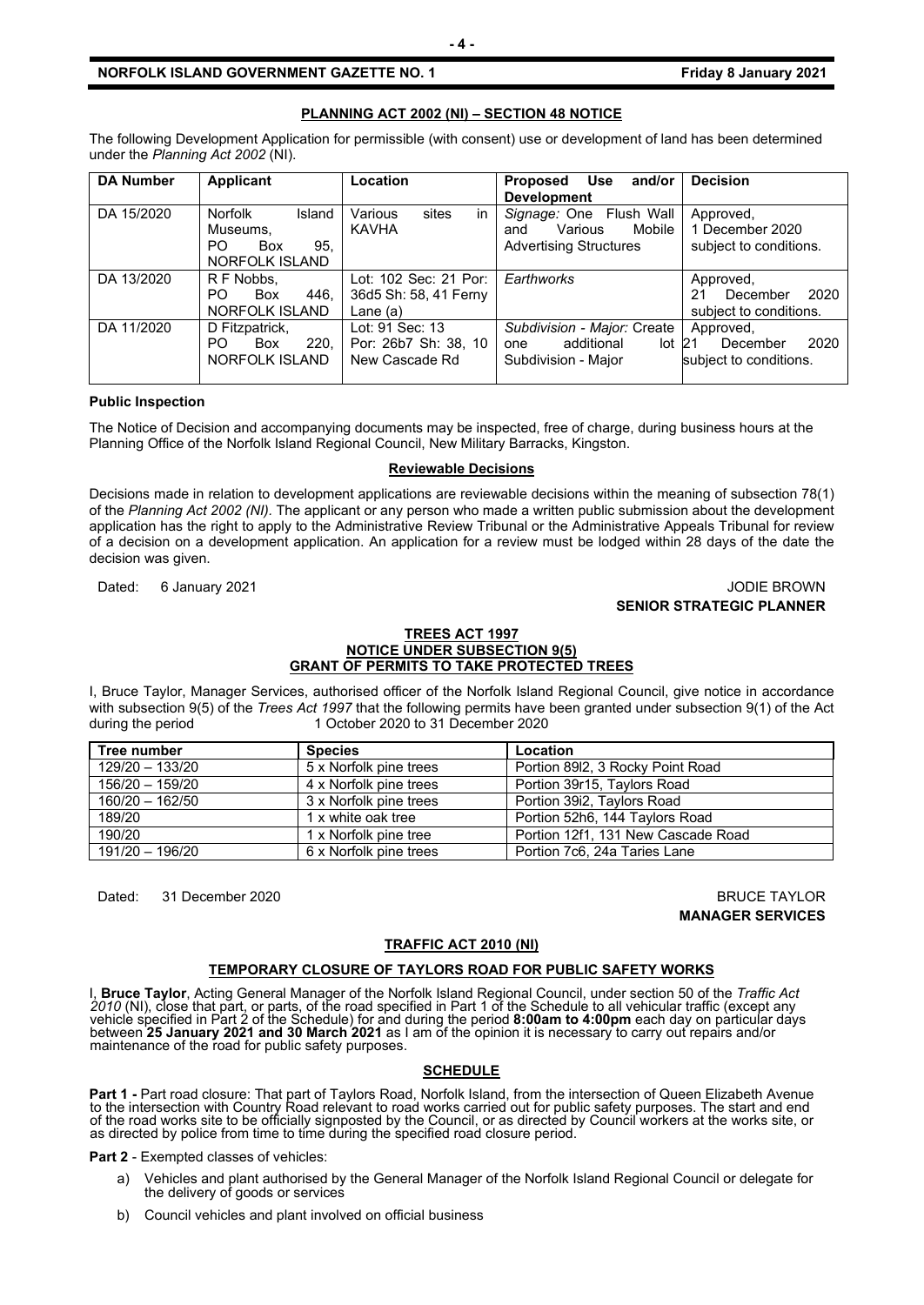**PLANNING ACT 2002 (NI) – SECTION 48 NOTICE**

The following Development Application for permissible (with consent) use or development of land has been determined under the *Planning Act 2002* (NI).

| DA Number | Applicant | Location | Proposed Use and/or Development | Decision |
|---|---|---|---|---|
| DA 15/2020 | Norfolk Island Museums, PO Box 95, NORFOLK ISLAND | Various sites in KAVHA | *Signage:* One Flush Wall and Various Mobile Advertising Structures | Approved, 1 December 2020 subject to conditions. |
| DA 13/2020 | R F Nobbs, PO Box 446, NORFOLK ISLAND | Lot: 102 Sec: 21 Por: 36d5 Sh: 58, 41 Ferny Lane (a) | *Earthworks* | Approved, 21 December 2020 subject to conditions. |
| DA 11/2020 | D Fitzpatrick, PO Box 220, NORFOLK ISLAND | Lot: 91 Sec: 13 Por: 26b7 Sh: 38, 10 New Cascade Rd | *Subdivision - Major:* Create one additional lot Subdivision - Major | Approved, 21 December 2020 subject to conditions. |

**Public Inspection**

The Notice of Decision and accompanying documents may be inspected, free of charge, during business hours at the Planning Office of the Norfolk Island Regional Council, New Military Barracks, Kingston.

**Reviewable Decisions**

Decisions made in relation to development applications are reviewable decisions within the meaning of subsection 78(1) of the *Planning Act 2002 (NI).* The applicant or any person who made a written public submission about the development application has the right to apply to the Administrative Review Tribunal or the Administrative Appeals Tribunal for review of a decision on a development application. An application for a review must be lodged within 28 days of the date the decision was given.

Dated: 6 January 2021

JODIE BROWN
**SENIOR STRATEGIC PLANNER**

**TREES ACT 1997**
**NOTICE UNDER SUBSECTION 9(5)**
**GRANT OF PERMITS TO TAKE PROTECTED TREES**

I, Bruce Taylor, Manager Services, authorised officer of the Norfolk Island Regional Council, give notice in accordance with subsection 9(5) of the *Trees Act 1997* that the following permits have been granted under subsection 9(1) of the Act during the period 1 October 2020 to 31 December 2020

| Tree number | Species | Location |
|---|---|---|
| 129/20 – 133/20 | 5 x Norfolk pine trees | Portion 89l2, 3 Rocky Point Road |
| 156/20 – 159/20 | 4 x Norfolk pine trees | Portion 39r15, Taylors Road |
| 160/20 – 162/50 | 3 x Norfolk pine trees | Portion 39i2, Taylors Road |
| 189/20 | 1 x white oak tree | Portion 52h6, 144 Taylors Road |
| 190/20 | 1 x Norfolk pine tree | Portion 12f1, 131 New Cascade Road |
| 191/20 – 196/20 | 6 x Norfolk pine trees | Portion 7c6, 24a Taries Lane |

Dated: 31 December 2020

BRUCE TAYLOR
**MANAGER SERVICES**

**TRAFFIC ACT 2010 (NI)**

**TEMPORARY CLOSURE OF TAYLORS ROAD FOR PUBLIC SAFETY WORKS**

I, **Bruce Taylor**, Acting General Manager of the Norfolk Island Regional Council, under section 50 of the *Traffic Act 2010* (NI), close that part, or parts, of the road specified in Part 1 of the Schedule to all vehicular traffic (except any vehicle specified in Part 2 of the Schedule) for and during the period **8:00am to 4:00pm** each day on particular days between **25 January 2021 and 30 March 2021** as I am of the opinion it is necessary to carry out repairs and/or maintenance of the road for public safety purposes.

**SCHEDULE**

**Part 1 -** Part road closure: That part of Taylors Road, Norfolk Island, from the intersection of Queen Elizabeth Avenue to the intersection with Country Road relevant to road works carried out for public safety purposes. The start and end of the road works site to be officially signposted by the Council, or as directed by Council workers at the works site, or as directed by police from time to time during the specified road closure period.

**Part 2** - Exempted classes of vehicles:

a) Vehicles and plant authorised by the General Manager of the Norfolk Island Regional Council or delegate for the delivery of goods or services

b) Council vehicles and plant involved on official business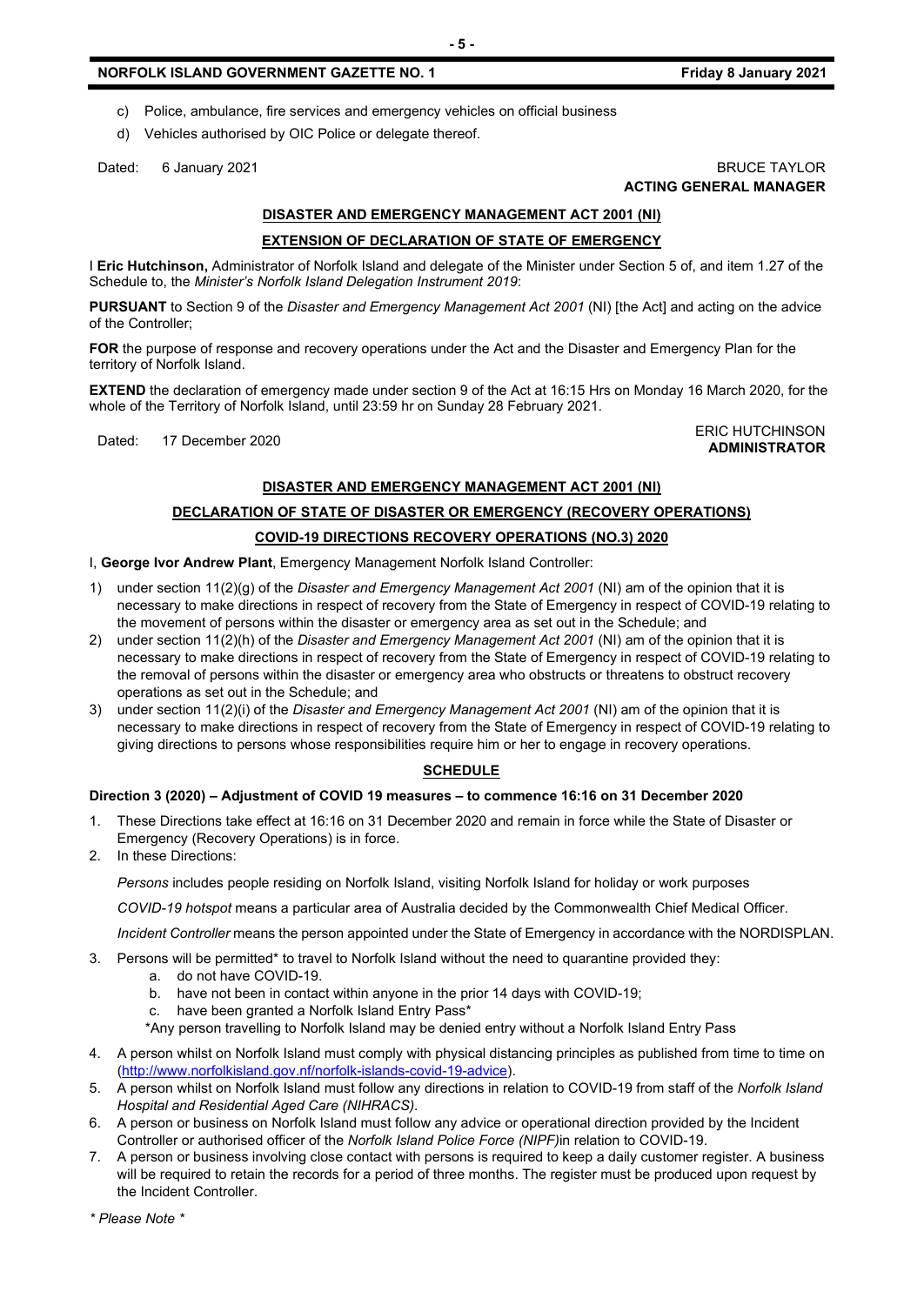c) Police, ambulance, fire services and emergency vehicles on official business

d) Vehicles authorised by OIC Police or delegate thereof.

Dated: 6 January 2021

BRUCE TAYLOR
**ACTING GENERAL MANAGER**

## DISASTER AND EMERGENCY MANAGEMENT ACT 2001 (NI)

## EXTENSION OF DECLARATION OF STATE OF EMERGENCY

I **Eric Hutchinson,** Administrator of Norfolk Island and delegate of the Minister under Section 5 of, and item 1.27 of the Schedule to, the *Minister's Norfolk Island Delegation Instrument 2019*:

**PURSUANT** to Section 9 of the *Disaster and Emergency Management Act 2001* (NI) [the Act] and acting on the advice of the Controller;

**FOR** the purpose of response and recovery operations under the Act and the Disaster and Emergency Plan for the territory of Norfolk Island.

**EXTEND** the declaration of emergency made under section 9 of the Act at 16:15 Hrs on Monday 16 March 2020, for the whole of the Territory of Norfolk Island, until 23:59 hr on Sunday 28 February 2021.

Dated: 17 December 2020

ERIC HUTCHINSON
**ADMINISTRATOR**

## DISASTER AND EMERGENCY MANAGEMENT ACT 2001 (NI)

## DECLARATION OF STATE OF DISASTER OR EMERGENCY (RECOVERY OPERATIONS)

## COVID-19 DIRECTIONS RECOVERY OPERATIONS (NO.3) 2020

I, **George Ivor Andrew Plant**, Emergency Management Norfolk Island Controller:

1) under section 11(2)(g) of the *Disaster and Emergency Management Act 2001* (NI) am of the opinion that it is necessary to make directions in respect of recovery from the State of Emergency in respect of COVID-19 relating to the movement of persons within the disaster or emergency area as set out in the Schedule; and
2) under section 11(2)(h) of the *Disaster and Emergency Management Act 2001* (NI) am of the opinion that it is necessary to make directions in respect of recovery from the State of Emergency in respect of COVID-19 relating to the removal of persons within the disaster or emergency area who obstructs or threatens to obstruct recovery operations as set out in the Schedule; and
3) under section 11(2)(i) of the *Disaster and Emergency Management Act 2001* (NI) am of the opinion that it is necessary to make directions in respect of recovery from the State of Emergency in respect of COVID-19 relating to giving directions to persons whose responsibilities require him or her to engage in recovery operations.

## SCHEDULE

**Direction 3 (2020) – Adjustment of COVID 19 measures – to commence 16:16 on 31 December 2020**

1. These Directions take effect at 16:16 on 31 December 2020 and remain in force while the State of Disaster or Emergency (Recovery Operations) is in force.
2. In these Directions:

   *Persons* includes people residing on Norfolk Island, visiting Norfolk Island for holiday or work purposes

   *COVID-19 hotspot* means a particular area of Australia decided by the Commonwealth Chief Medical Officer.

   *Incident Controller* means the person appointed under the State of Emergency in accordance with the NORDISPLAN.

3. Persons will be permitted* to travel to Norfolk Island without the need to quarantine provided they:
   a. do not have COVID-19.
   b. have not been in contact within anyone in the prior 14 days with COVID-19;
   c. have been granted a Norfolk Island Entry Pass*

   *Any person travelling to Norfolk Island may be denied entry without a Norfolk Island Entry Pass

4. A person whilst on Norfolk Island must comply with physical distancing principles as published from time to time on (http://www.norfolkisland.gov.nf/norfolk-islands-covid-19-advice).
5. A person whilst on Norfolk Island must follow any directions in relation to COVID-19 from staff of the *Norfolk Island Hospital and Residential Aged Care (NIHRACS).*
6. A person or business on Norfolk Island must follow any advice or operational direction provided by the Incident Controller or authorised officer of the *Norfolk Island Police Force (NIPF)*in relation to COVID-19.
7. A person or business involving close contact with persons is required to keep a daily customer register. A business will be required to retain the records for a period of three months. The register must be produced upon request by the Incident Controller.

*\* Please Note \**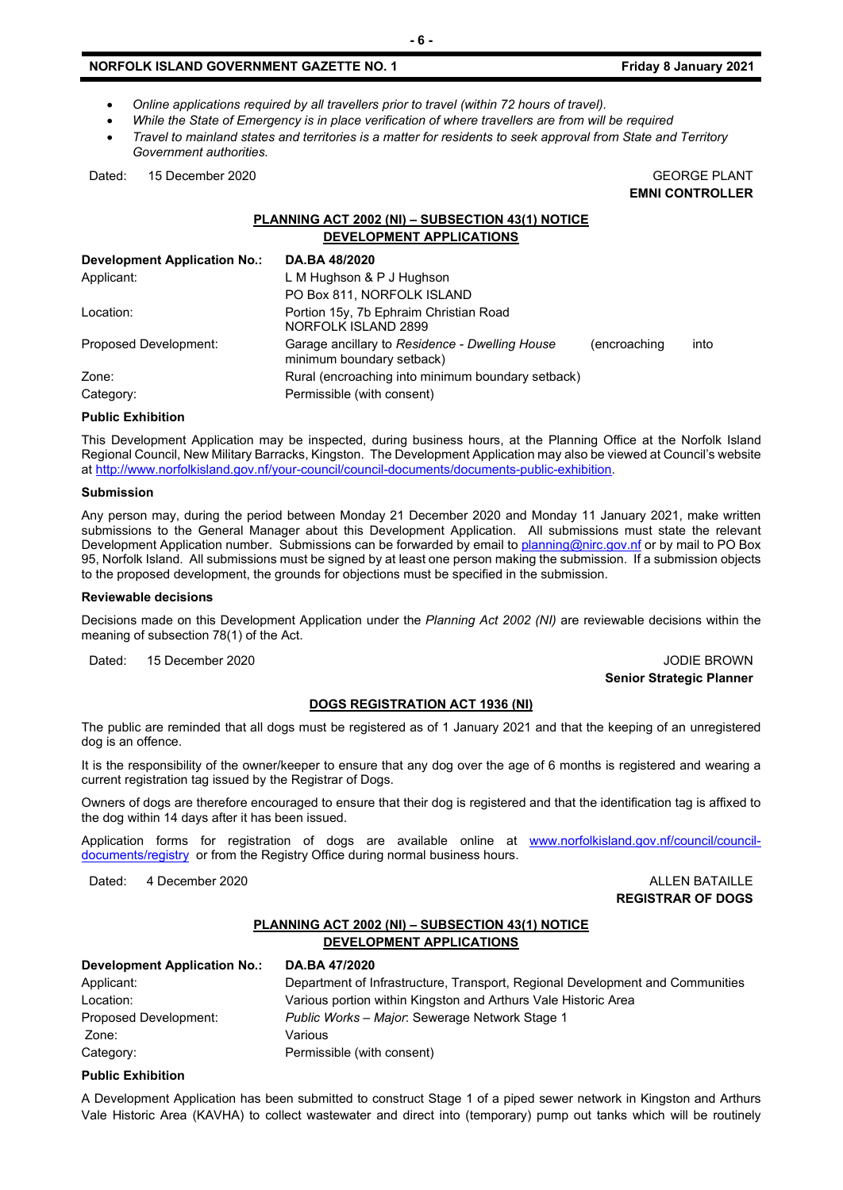- *Online applications required by all travellers prior to travel (within 72 hours of travel).*
- *While the State of Emergency is in place verification of where travellers are from will be required*
- *Travel to mainland states and territories is a matter for residents to seek approval from State and Territory Government authorities.*

Dated: 15 December 2020

GEORGE PLANT
**EMNI CONTROLLER**

## PLANNING ACT 2002 (NI) – SUBSECTION 43(1) NOTICE
## DEVELOPMENT APPLICATIONS

| **Development Application No.:** | **DA.BA 48/2020** |
|---|---|
| Applicant: | L M Hughson & P J Hughson<br>PO Box 811, NORFOLK ISLAND |
| Location: | Portion 15y, 7b Ephraim Christian Road<br>NORFOLK ISLAND 2899 |
| Proposed Development: | Garage ancillary to *Residence - Dwelling House* (encroaching into minimum boundary setback) |
| Zone: | Rural (encroaching into minimum boundary setback) |
| Category: | Permissible (with consent) |

**Public Exhibition**

This Development Application may be inspected, during business hours, at the Planning Office at the Norfolk Island Regional Council, New Military Barracks, Kingston. The Development Application may also be viewed at Council's website at http://www.norfolkisland.gov.nf/your-council/council-documents/documents-public-exhibition.

**Submission**

Any person may, during the period between Monday 21 December 2020 and Monday 11 January 2021, make written submissions to the General Manager about this Development Application. All submissions must state the relevant Development Application number. Submissions can be forwarded by email to planning@nirc.gov.nf or by mail to PO Box 95, Norfolk Island. All submissions must be signed by at least one person making the submission. If a submission objects to the proposed development, the grounds for objections must be specified in the submission.

**Reviewable decisions**

Decisions made on this Development Application under the *Planning Act 2002 (NI)* are reviewable decisions within the meaning of subsection 78(1) of the Act.

Dated: 15 December 2020

JODIE BROWN
**Senior Strategic Planner**

## DOGS REGISTRATION ACT 1936 (NI)

The public are reminded that all dogs must be registered as of 1 January 2021 and that the keeping of an unregistered dog is an offence.

It is the responsibility of the owner/keeper to ensure that any dog over the age of 6 months is registered and wearing a current registration tag issued by the Registrar of Dogs.

Owners of dogs are therefore encouraged to ensure that their dog is registered and that the identification tag is affixed to the dog within 14 days after it has been issued.

Application forms for registration of dogs are available online at www.norfolkisland.gov.nf/council/council-documents/registry or from the Registry Office during normal business hours.

Dated: 4 December 2020

ALLEN BATAILLE
**REGISTRAR OF DOGS**

## PLANNING ACT 2002 (NI) – SUBSECTION 43(1) NOTICE
## DEVELOPMENT APPLICATIONS

| **Development Application No.:** | **DA.BA 47/2020** |
|---|---|
| Applicant: | Department of Infrastructure, Transport, Regional Development and Communities |
| Location: | Various portion within Kingston and Arthurs Vale Historic Area |
| Proposed Development: | *Public Works – Major*: Sewerage Network Stage 1 |
| Zone: | Various |
| Category: | Permissible (with consent) |

**Public Exhibition**

A Development Application has been submitted to construct Stage 1 of a piped sewer network in Kingston and Arthurs Vale Historic Area (KAVHA) to collect wastewater and direct into (temporary) pump out tanks which will be routinely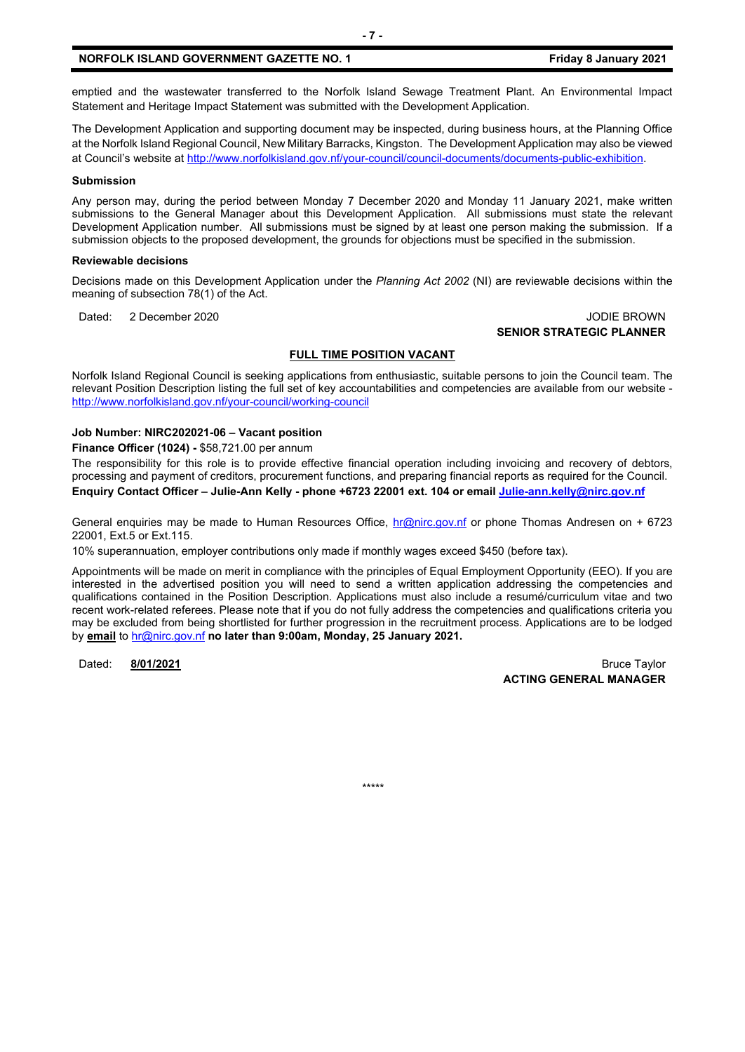emptied and the wastewater transferred to the Norfolk Island Sewage Treatment Plant. An Environmental Impact Statement and Heritage Impact Statement was submitted with the Development Application.

The Development Application and supporting document may be inspected, during business hours, at the Planning Office at the Norfolk Island Regional Council, New Military Barracks, Kingston. The Development Application may also be viewed at Council's website at http://www.norfolkisland.gov.nf/your-council/council-documents/documents-public-exhibition.

**Submission**

Any person may, during the period between Monday 7 December 2020 and Monday 11 January 2021, make written submissions to the General Manager about this Development Application. All submissions must state the relevant Development Application number. All submissions must be signed by at least one person making the submission. If a submission objects to the proposed development, the grounds for objections must be specified in the submission.

**Reviewable decisions**

Decisions made on this Development Application under the *Planning Act 2002* (NI) are reviewable decisions within the meaning of subsection 78(1) of the Act.

Dated: 2 December 2020

JODIE BROWN
**SENIOR STRATEGIC PLANNER**

**FULL TIME POSITION VACANT**

Norfolk Island Regional Council is seeking applications from enthusiastic, suitable persons to join the Council team. The relevant Position Description listing the full set of key accountabilities and competencies are available from our website - http://www.norfolkisland.gov.nf/your-council/working-council

**Job Number: NIRC202021-06 – Vacant position**

**Finance Officer (1024) -** $58,721.00 per annum

The responsibility for this role is to provide effective financial operation including invoicing and recovery of debtors, processing and payment of creditors, procurement functions, and preparing financial reports as required for the Council.

**Enquiry Contact Officer – Julie-Ann Kelly - phone +6723 22001 ext. 104 or email Julie-ann.kelly@nirc.gov.nf**

General enquiries may be made to Human Resources Office, hr@nirc.gov.nf or phone Thomas Andresen on + 6723 22001, Ext.5 or Ext.115.

10% superannuation, employer contributions only made if monthly wages exceed $450 (before tax).

Appointments will be made on merit in compliance with the principles of Equal Employment Opportunity (EEO). If you are interested in the advertised position you will need to send a written application addressing the competencies and qualifications contained in the Position Description. Applications must also include a resumé/curriculum vitae and two recent work-related referees. Please note that if you do not fully address the competencies and qualifications criteria you may be excluded from being shortlisted for further progression in the recruitment process. Applications are to be lodged by **email** to hr@nirc.gov.nf **no later than 9:00am, Monday, 25 January 2021.**

Dated: **8/01/2021**

Bruce Taylor
**ACTING GENERAL MANAGER**

\*\*\*\*\*